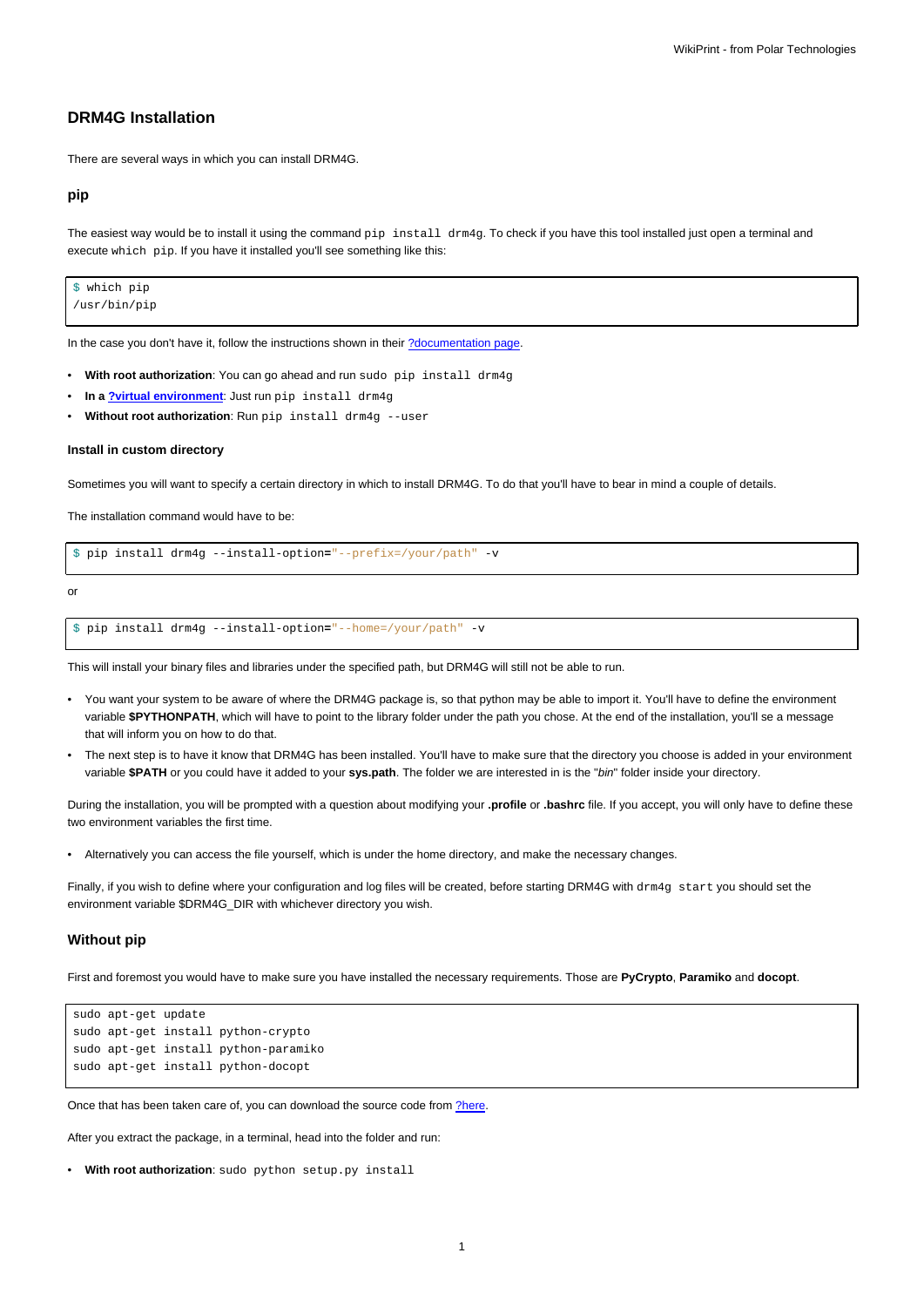# DRM4G Installation

There are several ways in which you can install DRM4G.

## pip

The easiest way would be to install it using the command `pip install drm4g`. To check if you have this tool installed just open a terminal and execute `which pip`. If you have it installed you'll see something like this:

```
$ which pip
/usr/bin/pip
```

In the case you don't have it, follow the instructions shown in their ?documentation page.

- **With root authorization**: You can go ahead and run `sudo pip install drm4g`
- **In a ?virtual environment**: Just run `pip install drm4g`
- **Without root authorization**: Run `pip install drm4g --user`

### Install in custom directory

Sometimes you will want to specify a certain directory in which to install DRM4G. To do that you'll have to bear in mind a couple of details.

The installation command would have to be:

```
$ pip install drm4g --install-option="--prefix=/your/path" -v
```

or

```
$ pip install drm4g --install-option="--home=/your/path" -v
```

This will install your binary files and libraries under the specified path, but DRM4G will still not be able to run.

- You want your system to be aware of where the DRM4G package is, so that python may be able to import it. You'll have to define the environment variable **$PYTHONPATH**, which will have to point to the library folder under the path you chose. At the end of the installation, you'll se a message that will inform you on how to do that.
- The next step is to have it know that DRM4G has been installed. You'll have to make sure that the directory you choose is added in your environment variable **$PATH** or you could have it added to your **sys.path**. The folder we are interested in is the "*bin*" folder inside your directory.

During the installation, you will be prompted with a question about modifying your **.profile** or **.bashrc** file. If you accept, you will only have to define these two environment variables the first time.

- Alternatively you can access the file yourself, which is under the home directory, and make the necessary changes.

Finally, if you wish to define where your configuration and log files will be created, before starting DRM4G with `drm4g start` you should set the environment variable $DRM4G_DIR with whichever directory you wish.

## Without pip

First and foremost you would have to make sure you have installed the necessary requirements. Those are **PyCrypto**, **Paramiko** and **docopt**.

```
sudo apt-get update
sudo apt-get install python-crypto
sudo apt-get install python-paramiko
sudo apt-get install python-docopt
```

Once that has been taken care of, you can download the source code from ?here.

After you extract the package, in a terminal, head into the folder and run:

- **With root authorization**: `sudo python setup.py install`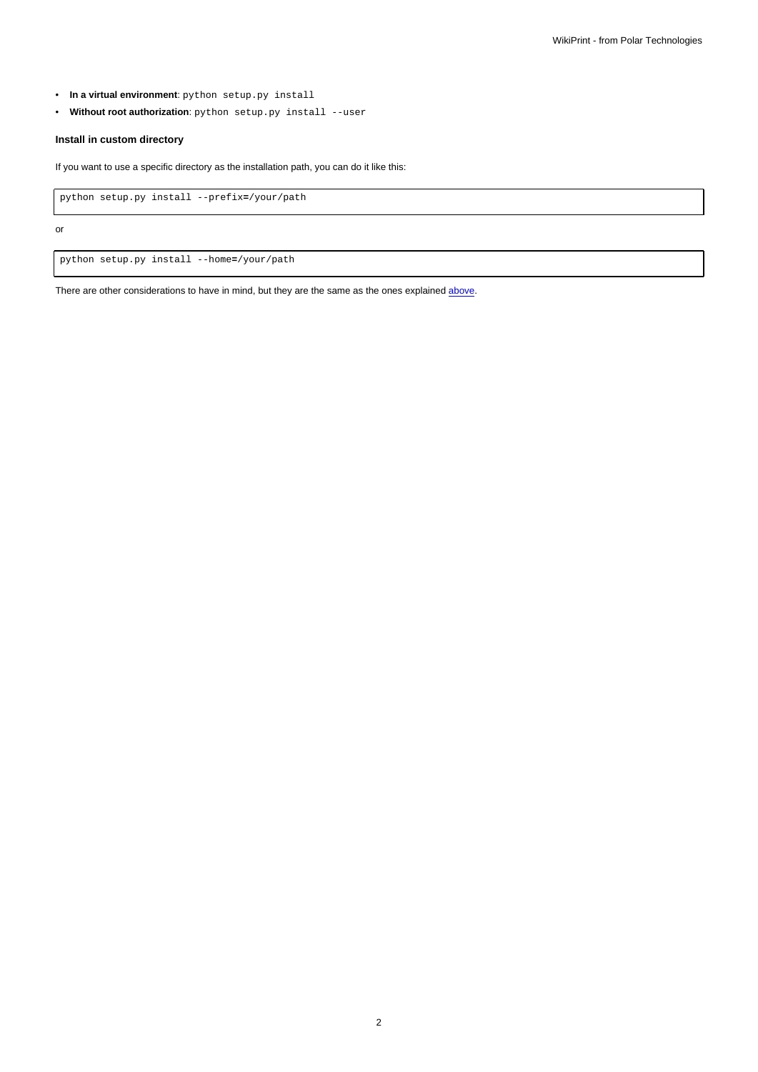- **In a virtual environment**: `python setup.py install`
- **Without root authorization**: `python setup.py install --user`

#### Install in custom directory

If you want to use a specific directory as the installation path, you can do it like this:

```
python setup.py install --prefix=/your/path
```

or

```
python setup.py install --home=/your/path
```

There are other considerations to have in mind, but they are the same as the ones explained above.